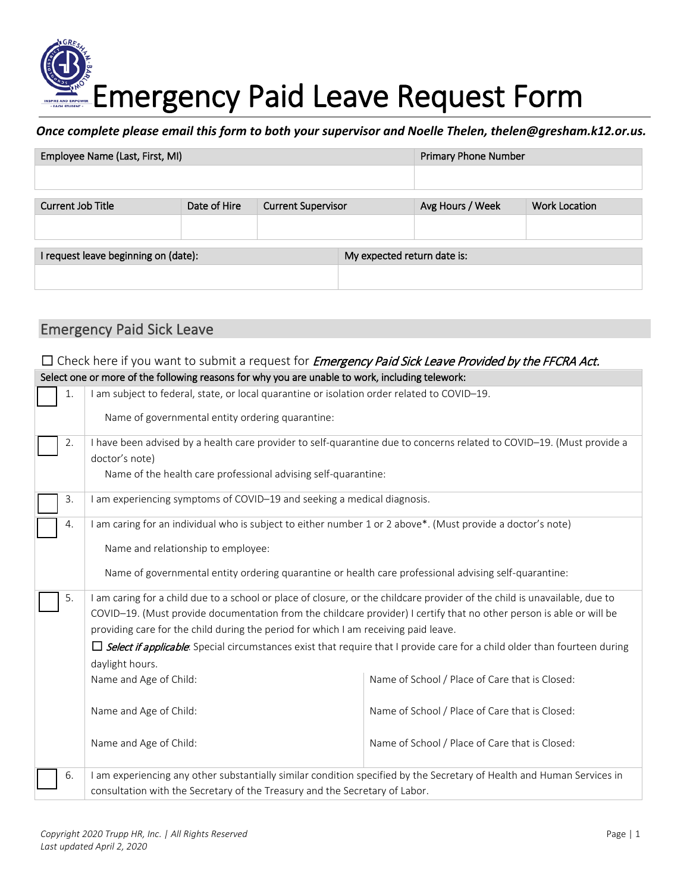# Emergency Paid Leave Request Form

***Once complete please email this form to both your supervisor and Noelle Thelen, thelen@gresham.k12.or.us.***

| Employee Name (Last, First, MI) | Primary Phone Number |
| --- | --- |
| | |

| Current Job Title | Date of Hire | Current Supervisor | Avg Hours / Week | Work Location |
| --- | --- | --- | --- | --- |
| | | | | |

| I request leave beginning on (date): | My expected return date is: |
| --- | --- |
| | |

## Emergency Paid Sick Leave

☐ Check here if you want to submit a request for *Emergency Paid Sick Leave Provided by the FFCRA Act.*

| Select one or more of the following reasons for why you are unable to work, including telework: | |
| --- | --- |
| ☐ 1. | I am subject to federal, state, or local quarantine or isolation order related to COVID–19.<br><br>Name of governmental entity ordering quarantine: |
| ☐ 2. | I have been advised by a health care provider to self-quarantine due to concerns related to COVID–19. (Must provide a doctor's note)<br><br>Name of the health care professional advising self-quarantine: |
| ☐ 3. | I am experiencing symptoms of COVID–19 and seeking a medical diagnosis. |
| ☐ 4. | I am caring for an individual who is subject to either number 1 or 2 above*. (Must provide a doctor's note)<br><br>Name and relationship to employee:<br><br>Name of governmental entity ordering quarantine or health care professional advising self-quarantine: |
| ☐ 5. | I am caring for a child due to a school or place of closure, or the childcare provider of the child is unavailable, due to COVID–19. (Must provide documentation from the childcare provider) I certify that no other person is able or will be providing care for the child during the period for which I am receiving paid leave.<br>☐ *Select if applicable*: Special circumstances exist that require that I provide care for a child older than fourteen during daylight hours.<br>Name and Age of Child: / Name of School / Place of Care that is Closed:<br>Name and Age of Child: / Name of School / Place of Care that is Closed:<br>Name and Age of Child: / Name of School / Place of Care that is Closed: |
| ☐ 6. | I am experiencing any other substantially similar condition specified by the Secretary of Health and Human Services in consultation with the Secretary of the Treasury and the Secretary of Labor. |

*Copyright 2020 Trupp HR, Inc. | All Rights Reserved*
*Last updated April 2, 2020*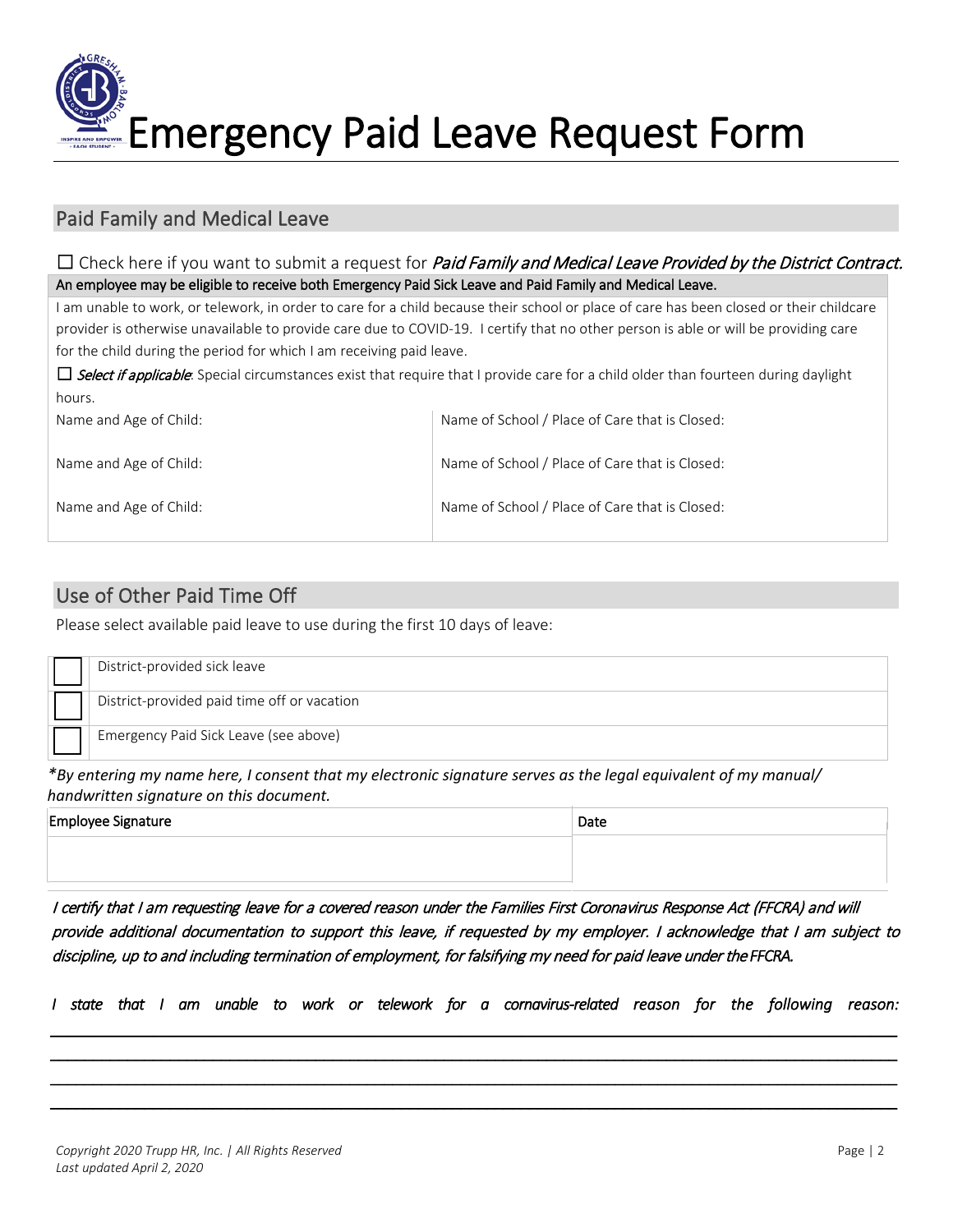# Emergency Paid Leave Request Form

## Paid Family and Medical Leave

☐ Check here if you want to submit a request for *Paid Family and Medical Leave Provided by the District Contract.*

An employee may be eligible to receive both Emergency Paid Sick Leave and Paid Family and Medical Leave.

I am unable to work, or telework, in order to care for a child because their school or place of care has been closed or their childcare provider is otherwise unavailable to provide care due to COVID-19. I certify that no other person is able or will be providing care for the child during the period for which I am receiving paid leave.

☐ *Select if applicable*: Special circumstances exist that require that I provide care for a child older than fourteen during daylight hours.

| | |
|---|---|
| Name and Age of Child: | Name of School / Place of Care that is Closed: |
| Name and Age of Child: | Name of School / Place of Care that is Closed: |
| Name and Age of Child: | Name of School / Place of Care that is Closed: |

## Use of Other Paid Time Off

Please select available paid leave to use during the first 10 days of leave:

| | |
|---|---|
| ☐ | District-provided sick leave |
| ☐ | District-provided paid time off or vacation |
| ☐ | Emergency Paid Sick Leave (see above) |

*\*By entering my name here, I consent that my electronic signature serves as the legal equivalent of my manual/ handwritten signature on this document.*

| Employee Signature | Date |
|---|---|
| | |

*I certify that I am requesting leave for a covered reason under the Families First Coronavirus Response Act (FFCRA) and will provide additional documentation to support this leave, if requested by my employer. I acknowledge that I am subject to discipline, up to and including termination of employment, for falsifying my need for paid leave under the FFCRA.*

*I state that I am unable to work or telework for a cornavirus-related reason for the following reason:*

\_\_\_\_\_\_\_\_\_\_\_\_\_\_\_\_\_\_\_\_\_\_\_\_\_\_\_\_\_\_\_\_\_\_\_\_\_\_\_\_\_\_\_\_\_\_\_\_\_\_\_\_\_\_\_\_\_\_\_\_\_\_\_\_\_\_\_\_\_\_\_\_\_\_\_\_\_\_

\_\_\_\_\_\_\_\_\_\_\_\_\_\_\_\_\_\_\_\_\_\_\_\_\_\_\_\_\_\_\_\_\_\_\_\_\_\_\_\_\_\_\_\_\_\_\_\_\_\_\_\_\_\_\_\_\_\_\_\_\_\_\_\_\_\_\_\_\_\_\_\_\_\_\_\_\_\_

\_\_\_\_\_\_\_\_\_\_\_\_\_\_\_\_\_\_\_\_\_\_\_\_\_\_\_\_\_\_\_\_\_\_\_\_\_\_\_\_\_\_\_\_\_\_\_\_\_\_\_\_\_\_\_\_\_\_\_\_\_\_\_\_\_\_\_\_\_\_\_\_\_\_\_\_\_\_

\_\_\_\_\_\_\_\_\_\_\_\_\_\_\_\_\_\_\_\_\_\_\_\_\_\_\_\_\_\_\_\_\_\_\_\_\_\_\_\_\_\_\_\_\_\_\_\_\_\_\_\_\_\_\_\_\_\_\_\_\_\_\_\_\_\_\_\_\_\_\_\_\_\_\_\_\_\_

*Copyright 2020 Trupp HR, Inc. | All Rights Reserved*
*Last updated April 2, 2020*